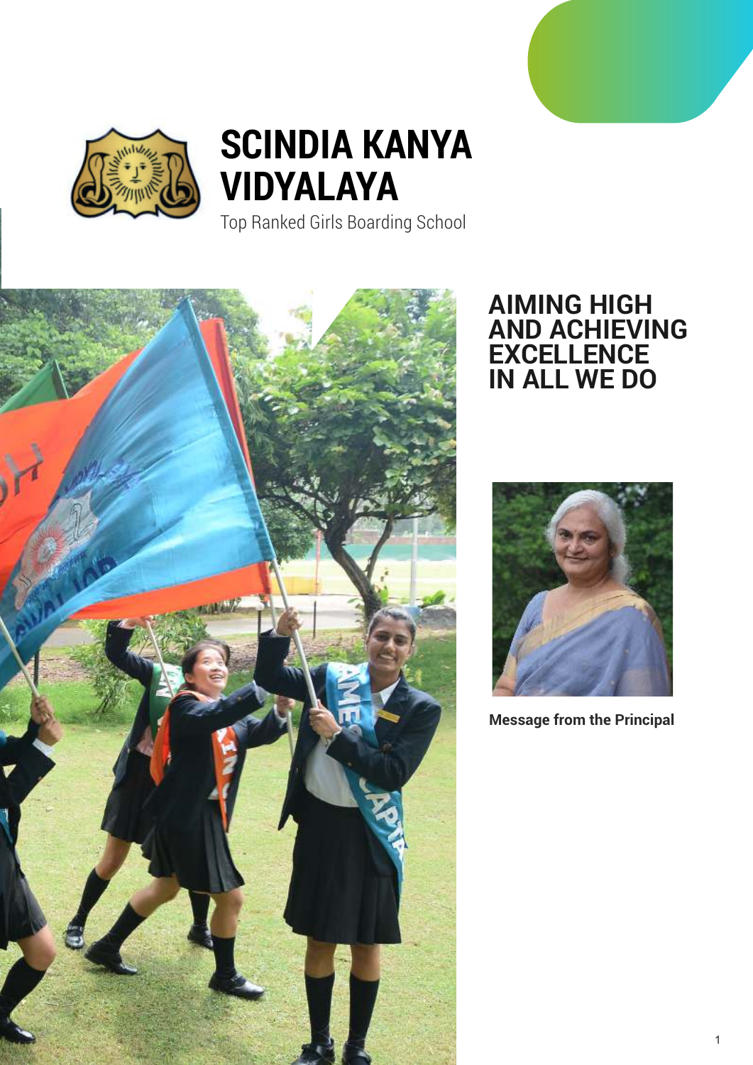# SCINDIA KANYA VIDYALAYA

Top Ranked Girls Boarding School

## AIMING HIGH AND ACHIEVING EXCELLENCE IN ALL WE DO

**Message from the Principal**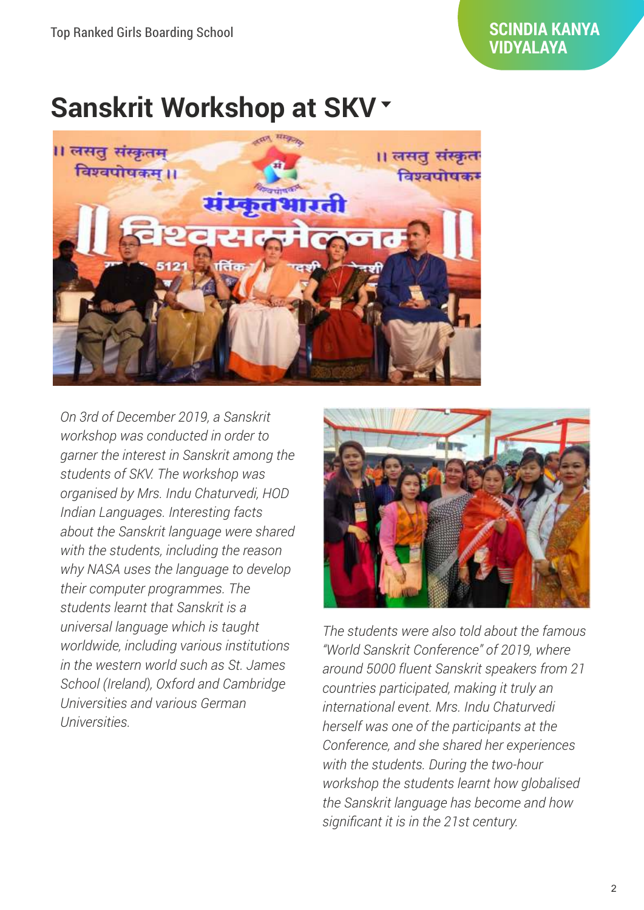# Sanskrit Workshop at SKV

*On 3rd of December 2019, a Sanskrit workshop was conducted in order to garner the interest in Sanskrit among the students of SKV. The workshop was organised by Mrs. Indu Chaturvedi, HOD Indian Languages. Interesting facts about the Sanskrit language were shared with the students, including the reason why NASA uses the language to develop their computer programmes. The students learnt that Sanskrit is a universal language which is taught worldwide, including various institutions in the western world such as St. James School (Ireland), Oxford and Cambridge Universities and various German Universities.*

*The students were also told about the famous "World Sanskrit Conference" of 2019, where around 5000 fluent Sanskrit speakers from 21 countries participated, making it truly an international event. Mrs. Indu Chaturvedi herself was one of the participants at the Conference, and she shared her experiences with the students. During the two-hour workshop the students learnt how globalised the Sanskrit language has become and how significant it is in the 21st century.*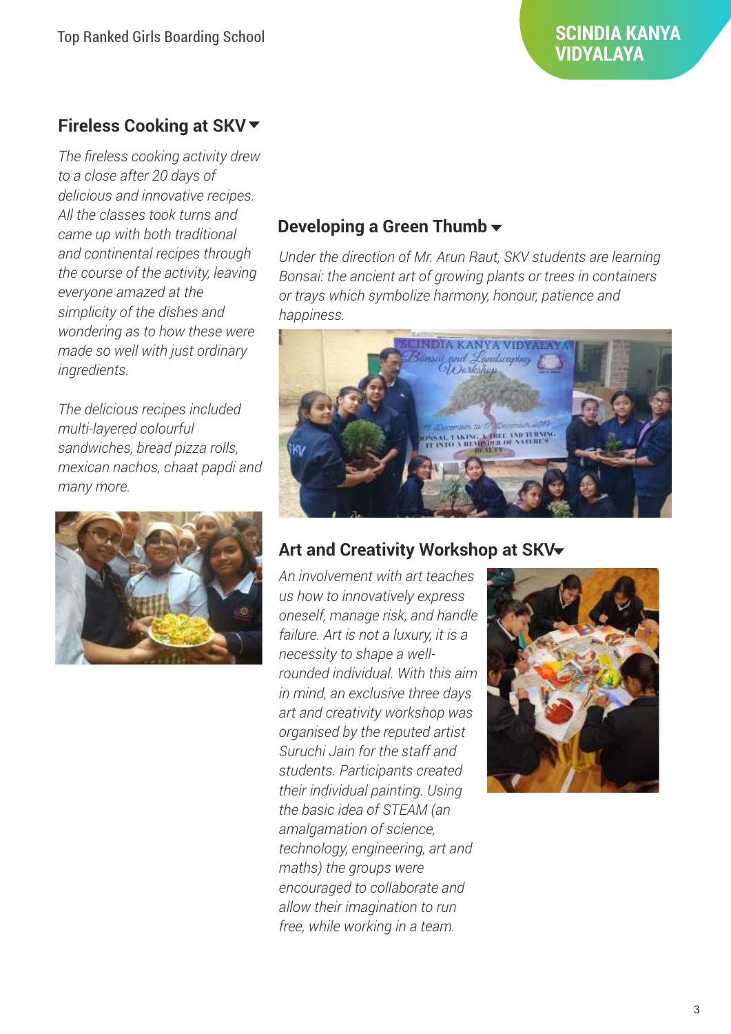## Fireless Cooking at SKV

*The fireless cooking activity drew to a close after 20 days of delicious and innovative recipes. All the classes took turns and came up with both traditional and continental recipes through the course of the activity, leaving everyone amazed at the simplicity of the dishes and wondering as to how these were made so well with just ordinary ingredients.*

*The delicious recipes included multi-layered colourful sandwiches, bread pizza rolls, mexican nachos, chaat papdi and many more.*

## Developing a Green Thumb

*Under the direction of Mr. Arun Raut, SKV students are learning Bonsai: the ancient art of growing plants or trees in containers or trays which symbolize harmony, honour, patience and happiness.*

## Art and Creativity Workshop at SKV

*An involvement with art teaches us how to innovatively express oneself, manage risk, and handle failure. Art is not a luxury, it is a necessity to shape a well-rounded individual. With this aim in mind, an exclusive three days art and creativity workshop was organised by the reputed artist Suruchi Jain for the staff and students. Participants created their individual painting. Using the basic idea of STEAM (an amalgamation of science, technology, engineering, art and maths) the groups were encouraged to collaborate and allow their imagination to run free, while working in a team.*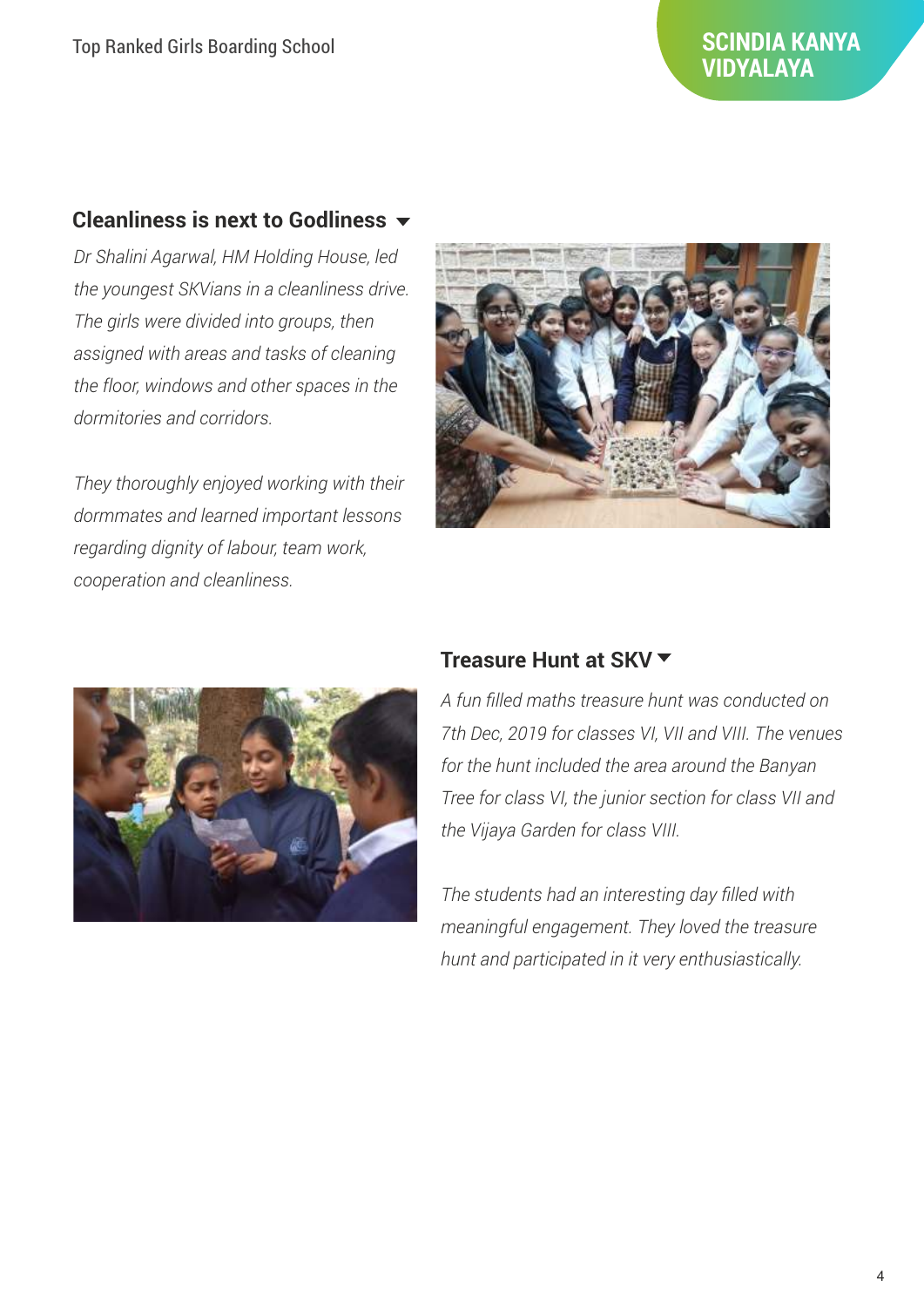## Cleanliness is next to Godliness

*Dr Shalini Agarwal, HM Holding House, led the youngest SKVians in a cleanliness drive. The girls were divided into groups, then assigned with areas and tasks of cleaning the floor, windows and other spaces in the dormitories and corridors.*

*They thoroughly enjoyed working with their dormmates and learned important lessons regarding dignity of labour, team work, cooperation and cleanliness.*

## Treasure Hunt at SKV

*A fun filled maths treasure hunt was conducted on 7th Dec, 2019 for classes VI, VII and VIII. The venues for the hunt included the area around the Banyan Tree for class VI, the junior section for class VII and the Vijaya Garden for class VIII.*

*The students had an interesting day filled with meaningful engagement. They loved the treasure hunt and participated in it very enthusiastically.*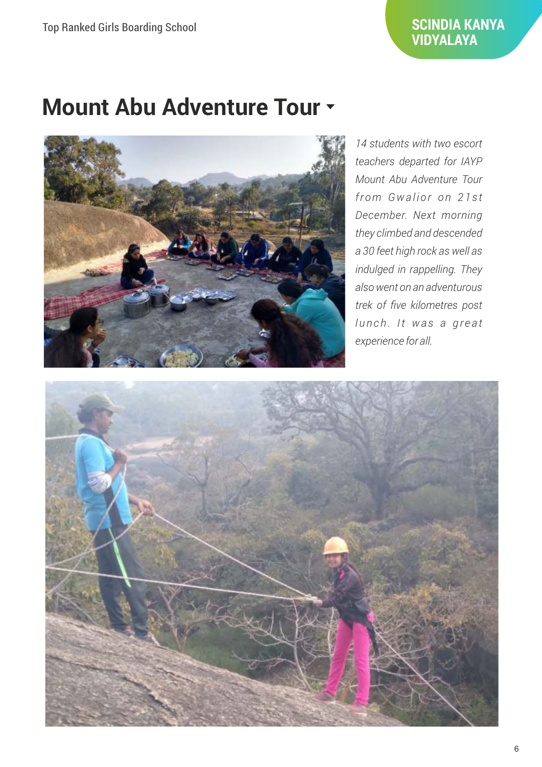# Mount Abu Adventure Tour

*14 students with two escort teachers departed for IAYP Mount Abu Adventure Tour from Gwalior on 21st December. Next morning they climbed and descended a 30 feet high rock as well as indulged in rappelling. They also went on an adventurous trek of five kilometres post lunch. It was a great experience for all.*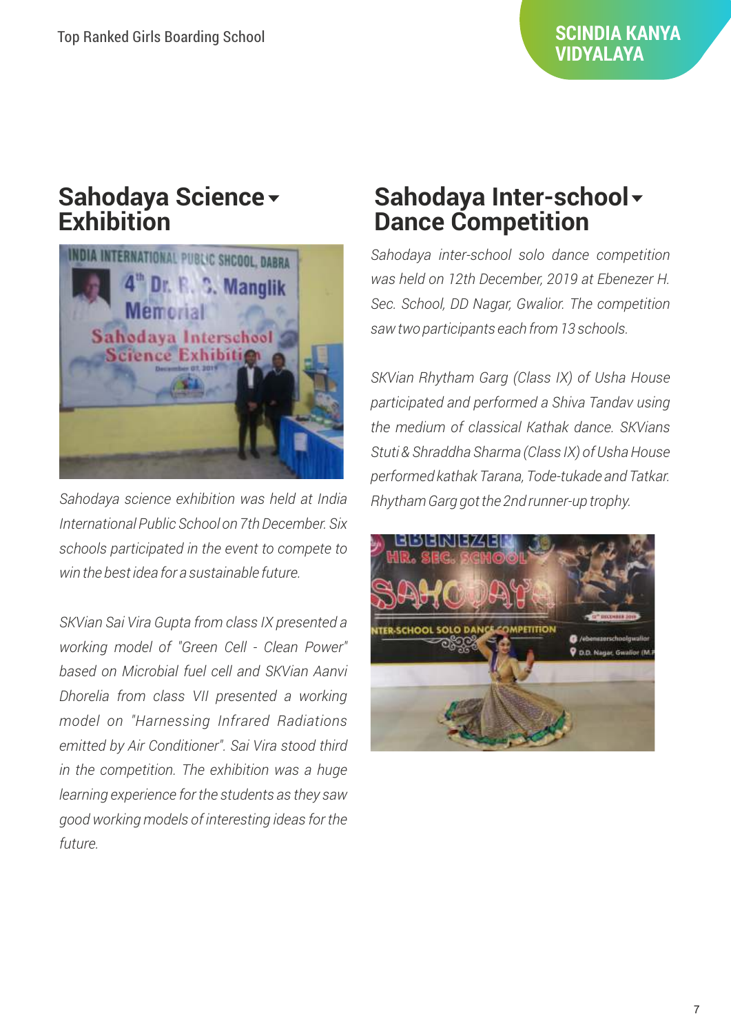## Sahodaya Science Exhibition

*Sahodaya science exhibition was held at India International Public School on 7th December. Six schools participated in the event to compete to win the best idea for a sustainable future.*

*SKVian Sai Vira Gupta from class IX presented a working model of "Green Cell - Clean Power" based on Microbial fuel cell and SKVian Aanvi Dhorelia from class VII presented a working model on "Harnessing Infrared Radiations emitted by Air Conditioner". Sai Vira stood third in the competition. The exhibition was a huge learning experience for the students as they saw good working models of interesting ideas for the future.*

## Sahodaya Inter-school Dance Competition

*Sahodaya inter-school solo dance competition was held on 12th December, 2019 at Ebenezer H. Sec. School, DD Nagar, Gwalior. The competition saw two participants each from 13 schools.*

*SKVian Rhytham Garg (Class IX) of Usha House participated and performed a Shiva Tandav using the medium of classical Kathak dance. SKVians Stuti & Shraddha Sharma (Class IX) of Usha House performed kathak Tarana, Tode-tukade and Tatkar. Rhytham Garg got the 2nd runner-up trophy.*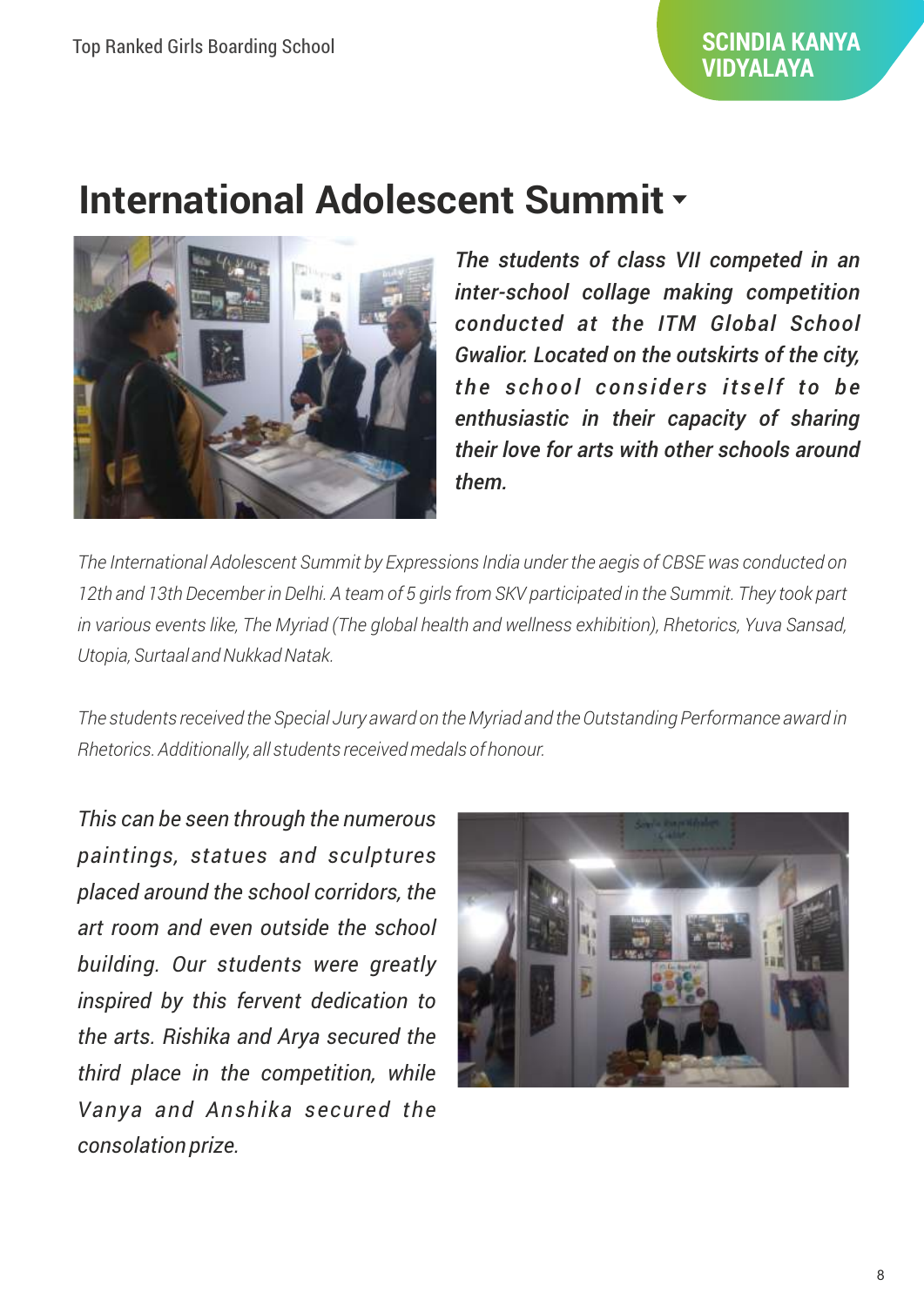## International Adolescent Summit

*The students of class VII competed in an inter-school collage making competition conducted at the ITM Global School Gwalior. Located on the outskirts of the city, the school considers itself to be enthusiastic in their capacity of sharing their love for arts with other schools around them.*

*The International Adolescent Summit by Expressions India under the aegis of CBSE was conducted on 12th and 13th December in Delhi. A team of 5 girls from SKV participated in the Summit. They took part in various events like, The Myriad (The global health and wellness exhibition), Rhetorics, Yuva Sansad, Utopia, Surtaal and Nukkad Natak.*

*The students received the Special Jury award on the Myriad and the Outstanding Performance award in Rhetorics. Additionally, all students received medals of honour.*

*This can be seen through the numerous paintings, statues and sculptures placed around the school corridors, the art room and even outside the school building. Our students were greatly inspired by this fervent dedication to the arts. Rishika and Arya secured the third place in the competition, while Vanya and Anshika secured the consolation prize.*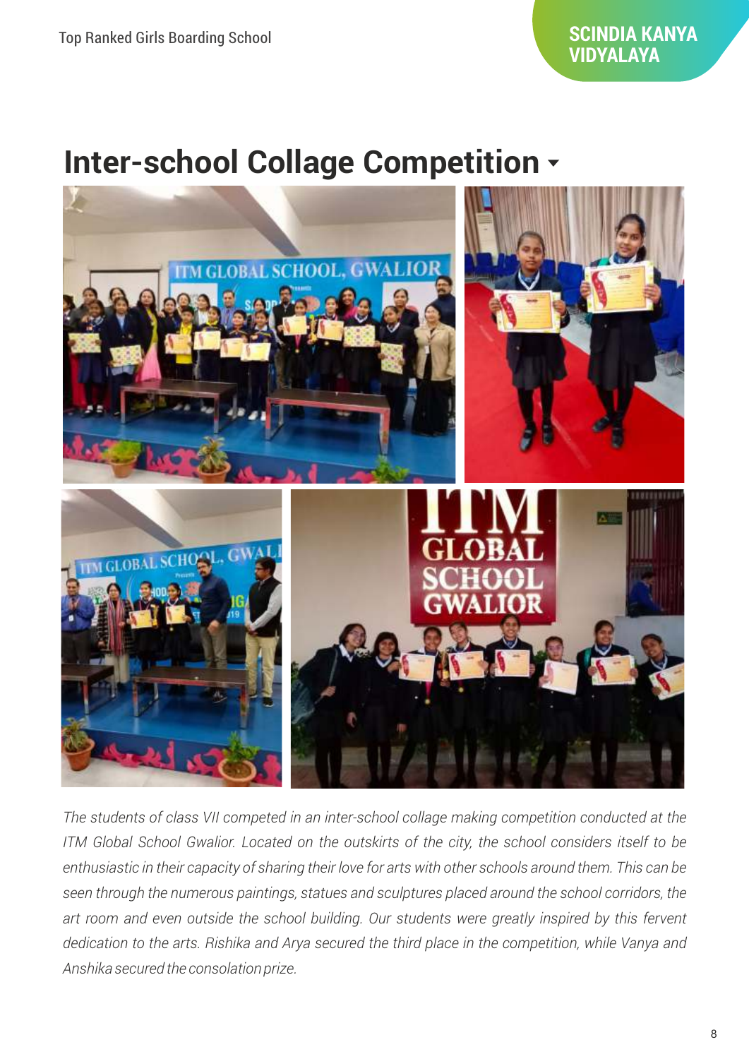## Inter-school Collage Competition

*The students of class VII competed in an inter-school collage making competition conducted at the ITM Global School Gwalior. Located on the outskirts of the city, the school considers itself to be enthusiastic in their capacity of sharing their love for arts with other schools around them. This can be seen through the numerous paintings, statues and sculptures placed around the school corridors, the art room and even outside the school building. Our students were greatly inspired by this fervent dedication to the arts. Rishika and Arya secured the third place in the competition, while Vanya and Anshika secured the consolation prize.*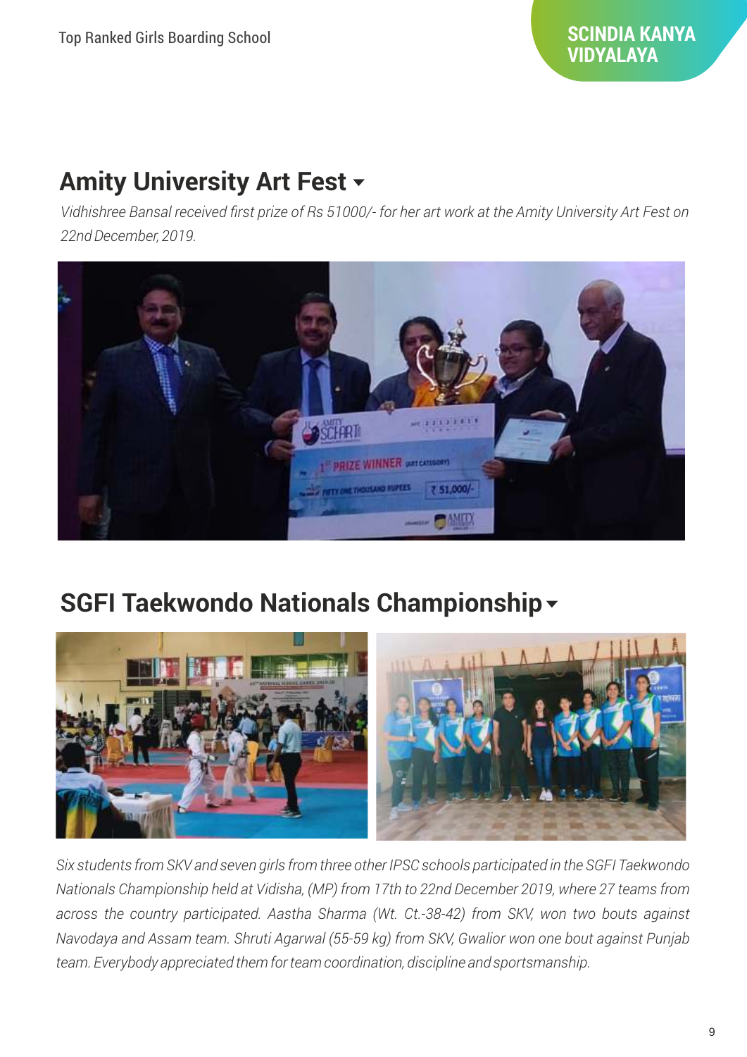## Amity University Art Fest

*Vidhishree Bansal received first prize of Rs 51000/- for her art work at the Amity University Art Fest on 22nd December, 2019.*

## SGFI Taekwondo Nationals Championship

*Six students from SKV and seven girls from three other IPSC schools participated in the SGFI Taekwondo Nationals Championship held at Vidisha, (MP) from 17th to 22nd December 2019, where 27 teams from across the country participated. Aastha Sharma (Wt. Ct.-38-42) from SKV, won two bouts against Navodaya and Assam team. Shruti Agarwal (55-59 kg) from SKV, Gwalior won one bout against Punjab team. Everybody appreciated them for team coordination, discipline and sportsmanship.*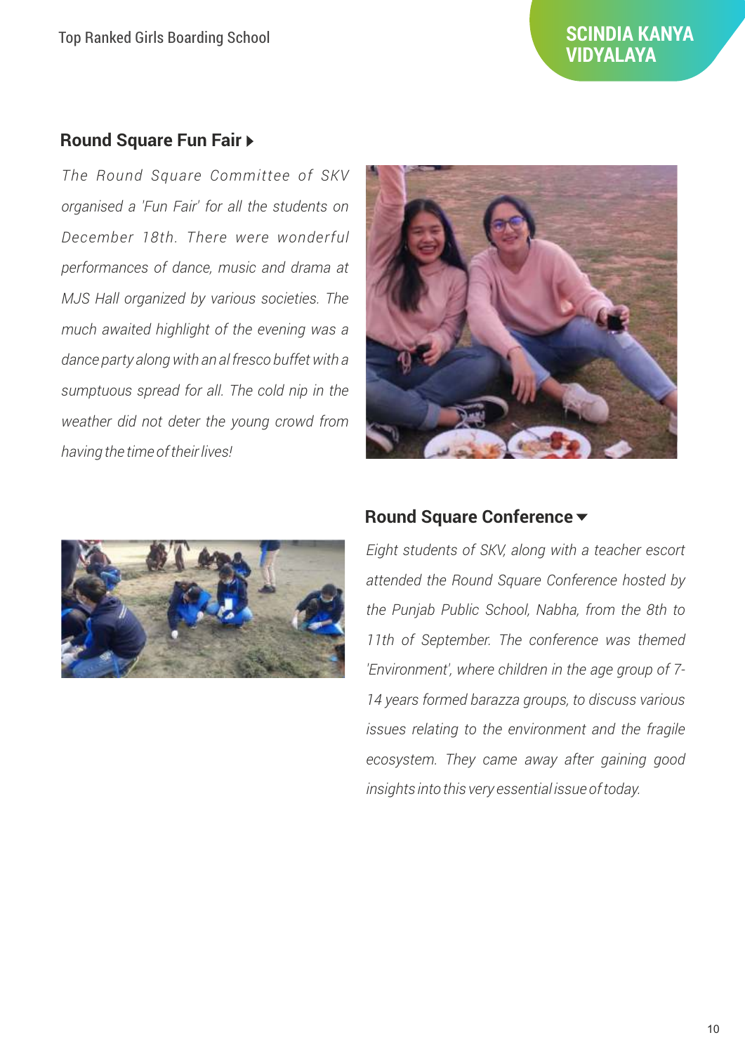## Round Square Fun Fair

*The Round Square Committee of SKV organised a 'Fun Fair' for all the students on December 18th. There were wonderful performances of dance, music and drama at MJS Hall organized by various societies. The much awaited highlight of the evening was a dance party along with an al fresco buffet with a sumptuous spread for all. The cold nip in the weather did not deter the young crowd from having the time of their lives!*

## Round Square Conference

*Eight students of SKV, along with a teacher escort attended the Round Square Conference hosted by the Punjab Public School, Nabha, from the 8th to 11th of September. The conference was themed 'Environment', where children in the age group of 7-14 years formed barazza groups, to discuss various issues relating to the environment and the fragile ecosystem. They came away after gaining good insights into this very essential issue of today.*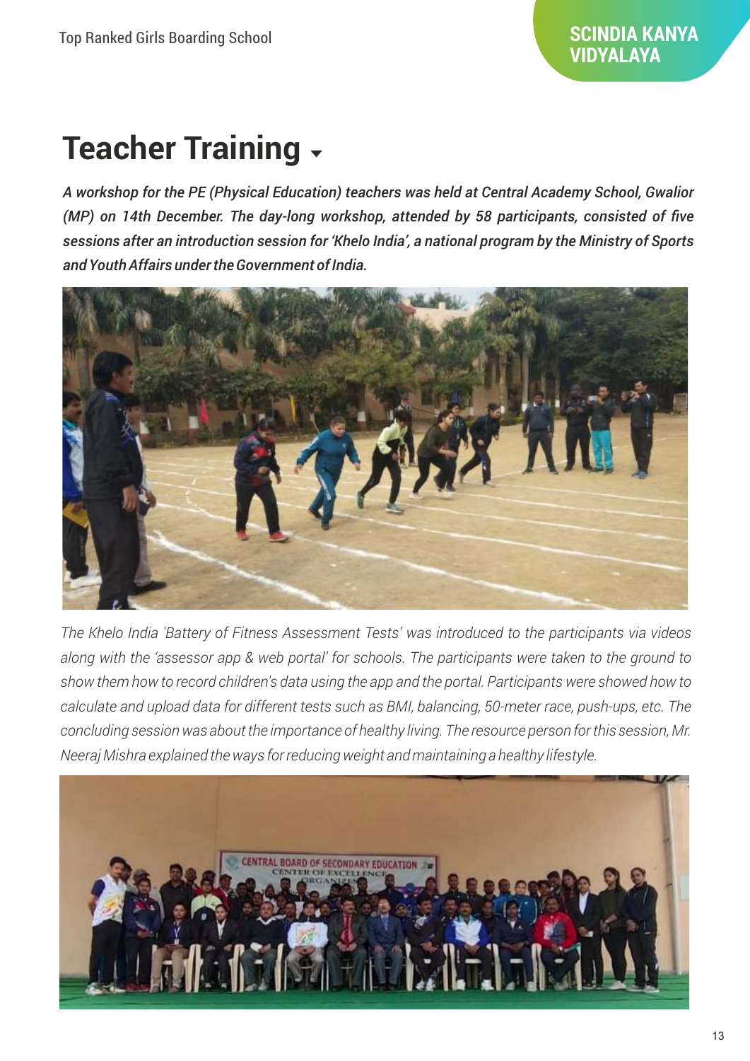# Teacher Training

***A workshop for the PE (Physical Education) teachers was held at Central Academy School, Gwalior (MP) on 14th December. The day-long workshop, attended by 58 participants, consisted of five sessions after an introduction session for 'Khelo India', a national program by the Ministry of Sports and Youth Affairs under the Government of India.***

*The Khelo India 'Battery of Fitness Assessment Tests' was introduced to the participants via videos along with the 'assessor app & web portal' for schools. The participants were taken to the ground to show them how to record children's data using the app and the portal. Participants were showed how to calculate and upload data for different tests such as BMI, balancing, 50-meter race, push-ups, etc. The concluding session was about the importance of healthy living. The resource person for this session, Mr. Neeraj Mishra explained the ways for reducing weight and maintaining a healthy lifestyle.*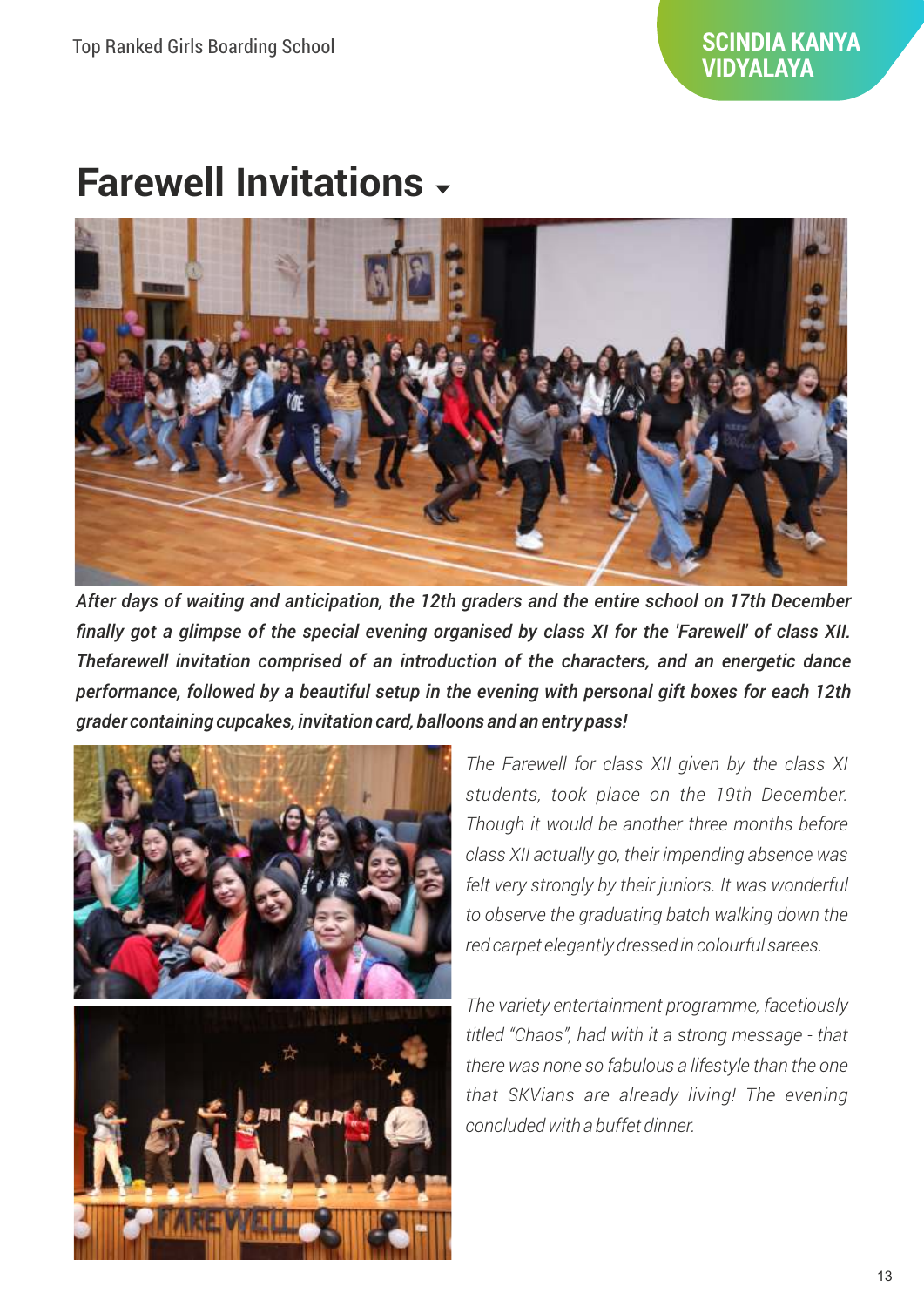# Farewell Invitations

***After days of waiting and anticipation, the 12th graders and the entire school on 17th December finally got a glimpse of the special evening organised by class XI for the 'Farewell' of class XII. Thefarewell invitation comprised of an introduction of the characters, and an energetic dance performance, followed by a beautiful setup in the evening with personal gift boxes for each 12th grader containing cupcakes, invitation card, balloons and an entry pass!***

*The Farewell for class XII given by the class XI students, took place on the 19th December. Though it would be another three months before class XII actually go, their impending absence was felt very strongly by their juniors. It was wonderful to observe the graduating batch walking down the red carpet elegantly dressed in colourful sarees.*

*The variety entertainment programme, facetiously titled "Chaos", had with it a strong message - that there was none so fabulous a lifestyle than the one that SKVians are already living! The evening concluded with a buffet dinner.*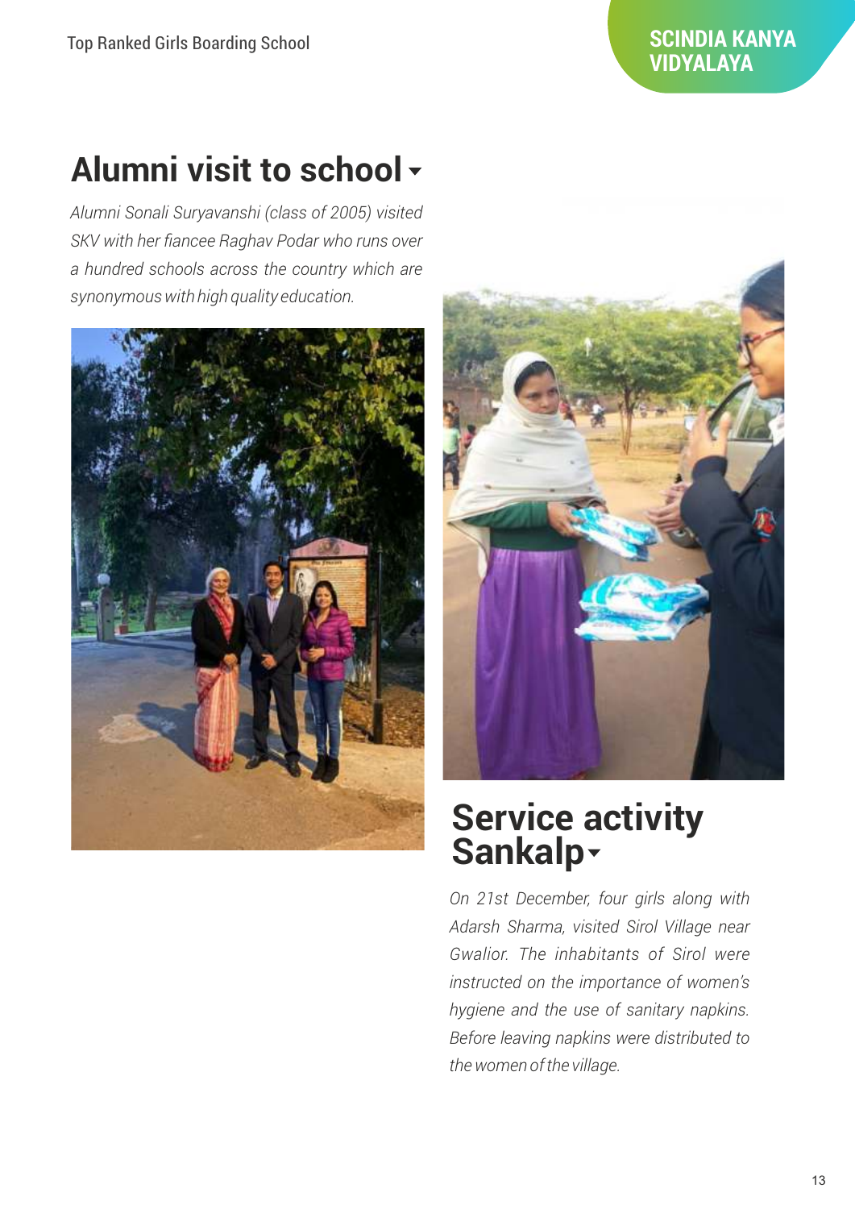## Alumni visit to school

*Alumni Sonali Suryavanshi (class of 2005) visited SKV with her fiancee Raghav Podar who runs over a hundred schools across the country which are synonymous with high quality education.*

## Service activity Sankalp

*On 21st December, four girls along with Adarsh Sharma, visited Sirol Village near Gwalior. The inhabitants of Sirol were instructed on the importance of women's hygiene and the use of sanitary napkins. Before leaving napkins were distributed to the women of the village.*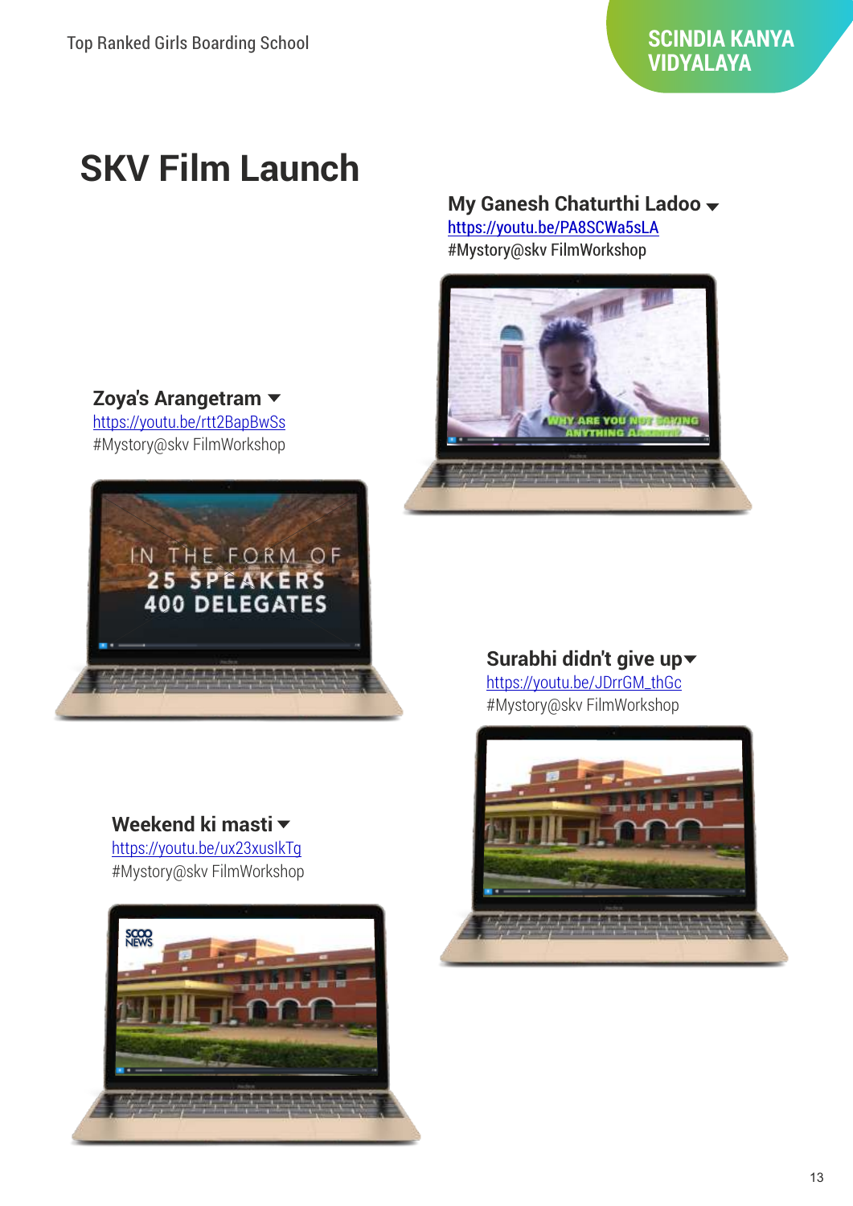# SKV Film Launch

### My Ganesh Chaturthi Ladoo ▼

https://youtu.be/PA8SCWa5sLA

#Mystory@skv FilmWorkshop

### Zoya's Arangetram ▼

https://youtu.be/rtt2BapBwSs

#Mystory@skv FilmWorkshop

### Surabhi didn't give up ▼

https://youtu.be/JDrrGM_thGc

#Mystory@skv FilmWorkshop

### Weekend ki masti ▼

https://youtu.be/ux23xusIkTg

#Mystory@skv FilmWorkshop